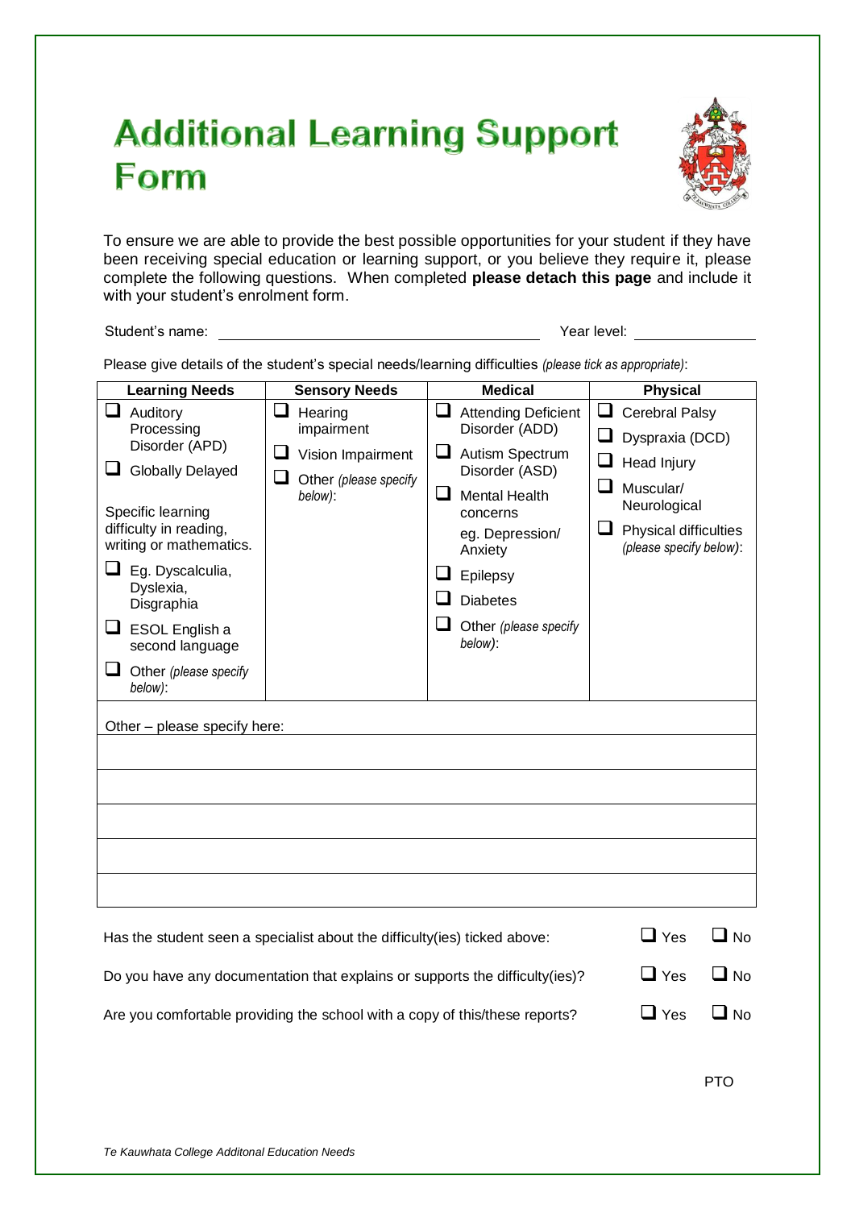# Additional Learning Support Form

To ensure we are able to provide the best possible opportunities for your student if they have been receiving special education or learning support, or you believe they require it, please complete the following questions. When completed **please detach this page** and include it with your student's enrolment form.

Student's name: ______________________________ Year level: ____________

Please give details of the student's special needs/learning difficulties *(please tick as appropriate)*:

| Learning Needs | Sensory Needs | Medical | Physical |
|---|---|---|---|
| ❑ Auditory Processing Disorder (APD)<br>❑ Globally Delayed<br><br>Specific learning difficulty in reading, writing or mathematics.<br>❑ Eg. Dyscalculia, Dyslexia, Disgraphia<br>❑ ESOL English a second language<br>❑ Other *(please specify below)*: | ❑ Hearing impairment<br>❑ Vision Impairment<br>❑ Other *(please specify below)*: | ❑ Attending Deficient Disorder (ADD)<br>❑ Autism Spectrum Disorder (ASD)<br>❑ Mental Health concerns<br>eg. Depression/ Anxiety<br>❑ Epilepsy<br>❑ Diabetes<br>❑ Other *(please specify below)*: | ❑ Cerebral Palsy<br>❑ Dyspraxia (DCD)<br>❑ Head Injury<br>❑ Muscular/ Neurological<br>❑ Physical difficulties *(please specify below)*: |
| Other – please specify here: | | | |
| | | | |
| | | | |
| | | | |
| | | | |
| | | | |

Has the student seen a specialist about the difficulty(ies) ticked above: ❑ Yes ❑ No

Do you have any documentation that explains or supports the difficulty(ies)? ❑ Yes ❑ No

Are you comfortable providing the school with a copy of this/these reports? ❑ Yes ❑ No

PTO

*Te Kauwhata College Additonal Education Needs*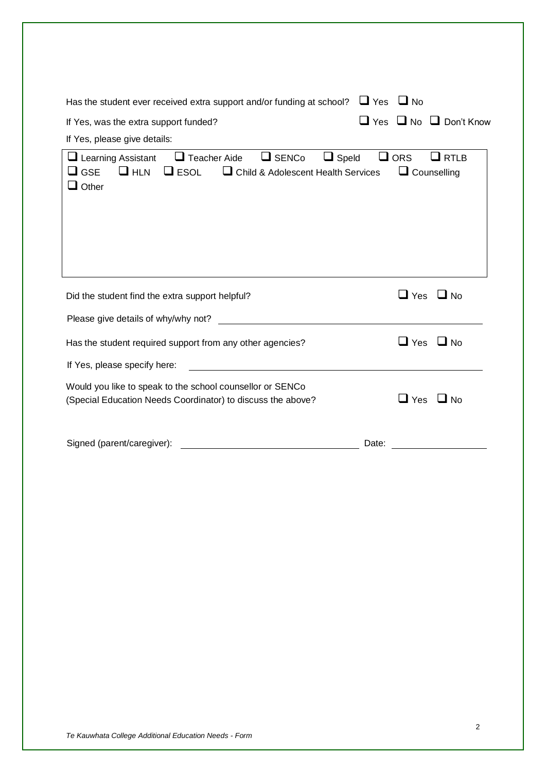Has the student ever received extra support and/or funding at school? ☐ Yes ☐ No

If Yes, was the extra support funded? ☐ Yes ☐ No ☐ Don't Know

If Yes, please give details:

☐ Learning Assistant ☐ Teacher Aide ☐ SENCo ☐ Speld ☐ ORS ☐ RTLB
☐ GSE ☐ HLN ☐ ESOL ☐ Child & Adolescent Health Services ☐ Counselling
☐ Other

Did the student find the extra support helpful? ☐ Yes ☐ No

Please give details of why/why not? ________________________________________

Has the student required support from any other agencies? ☐ Yes ☐ No

If Yes, please specify here: ________________________________________

Would you like to speak to the school counsellor or SENCo (Special Education Needs Coordinator) to discuss the above? ☐ Yes ☐ No

Signed (parent/caregiver): ______________________________ Date: ________________

*Te Kauwhata College Additional Education Needs - Form*